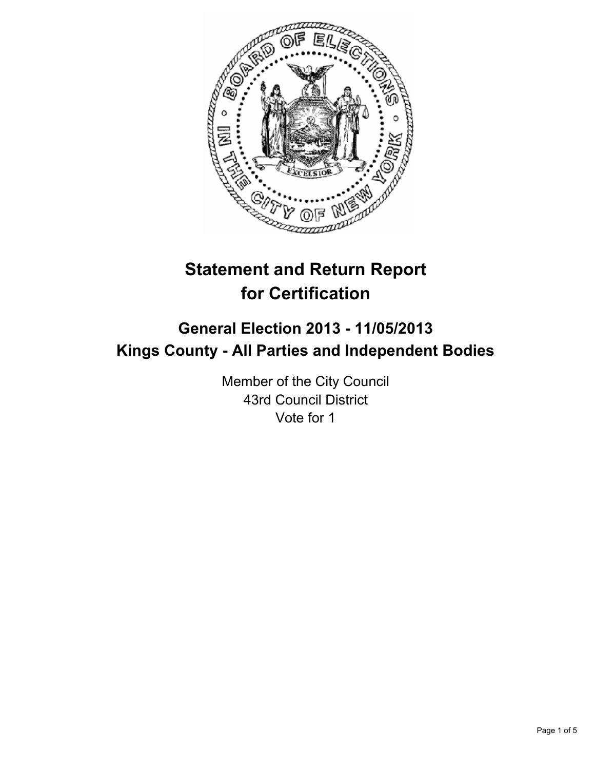# Statement and Return Report for Certification

## General Election 2013 - 11/05/2013
## Kings County - All Parties and Independent Bodies

Member of the City Council
43rd Council District
Vote for 1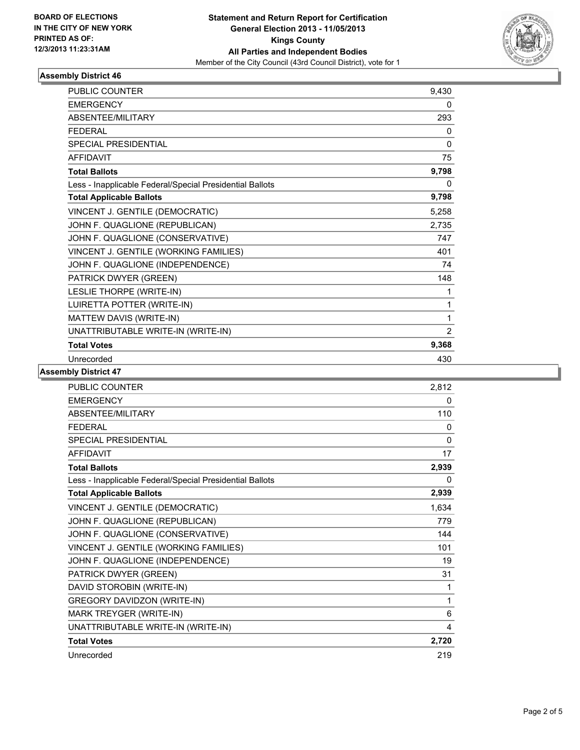BOARD OF ELECTIONS
IN THE CITY OF NEW YORK
PRINTED AS OF:
12/3/2013 11:23:31AM

**Statement and Return Report for Certification**
**General Election 2013 - 11/05/2013**
**Kings County**
**All Parties and Independent Bodies**
Member of the City Council (43rd Council District), vote for 1

### Assembly District 46

| | |
|---|---|
| PUBLIC COUNTER | 9,430 |
| EMERGENCY | 0 |
| ABSENTEE/MILITARY | 293 |
| FEDERAL | 0 |
| SPECIAL PRESIDENTIAL | 0 |
| AFFIDAVIT | 75 |
| **Total Ballots** | **9,798** |
| Less - Inapplicable Federal/Special Presidential Ballots | 0 |
| **Total Applicable Ballots** | **9,798** |
| VINCENT J. GENTILE (DEMOCRATIC) | 5,258 |
| JOHN F. QUAGLIONE (REPUBLICAN) | 2,735 |
| JOHN F. QUAGLIONE (CONSERVATIVE) | 747 |
| VINCENT J. GENTILE (WORKING FAMILIES) | 401 |
| JOHN F. QUAGLIONE (INDEPENDENCE) | 74 |
| PATRICK DWYER (GREEN) | 148 |
| LESLIE THORPE (WRITE-IN) | 1 |
| LUIRETTA POTTER (WRITE-IN) | 1 |
| MATTEW DAVIS (WRITE-IN) | 1 |
| UNATTRIBUTABLE WRITE-IN (WRITE-IN) | 2 |
| **Total Votes** | **9,368** |
| Unrecorded | 430 |

### Assembly District 47

| | |
|---|---|
| PUBLIC COUNTER | 2,812 |
| EMERGENCY | 0 |
| ABSENTEE/MILITARY | 110 |
| FEDERAL | 0 |
| SPECIAL PRESIDENTIAL | 0 |
| AFFIDAVIT | 17 |
| **Total Ballots** | **2,939** |
| Less - Inapplicable Federal/Special Presidential Ballots | 0 |
| **Total Applicable Ballots** | **2,939** |
| VINCENT J. GENTILE (DEMOCRATIC) | 1,634 |
| JOHN F. QUAGLIONE (REPUBLICAN) | 779 |
| JOHN F. QUAGLIONE (CONSERVATIVE) | 144 |
| VINCENT J. GENTILE (WORKING FAMILIES) | 101 |
| JOHN F. QUAGLIONE (INDEPENDENCE) | 19 |
| PATRICK DWYER (GREEN) | 31 |
| DAVID STOROBIN (WRITE-IN) | 1 |
| GREGORY DAVIDZON (WRITE-IN) | 1 |
| MARK TREYGER (WRITE-IN) | 6 |
| UNATTRIBUTABLE WRITE-IN (WRITE-IN) | 4 |
| **Total Votes** | **2,720** |
| Unrecorded | 219 |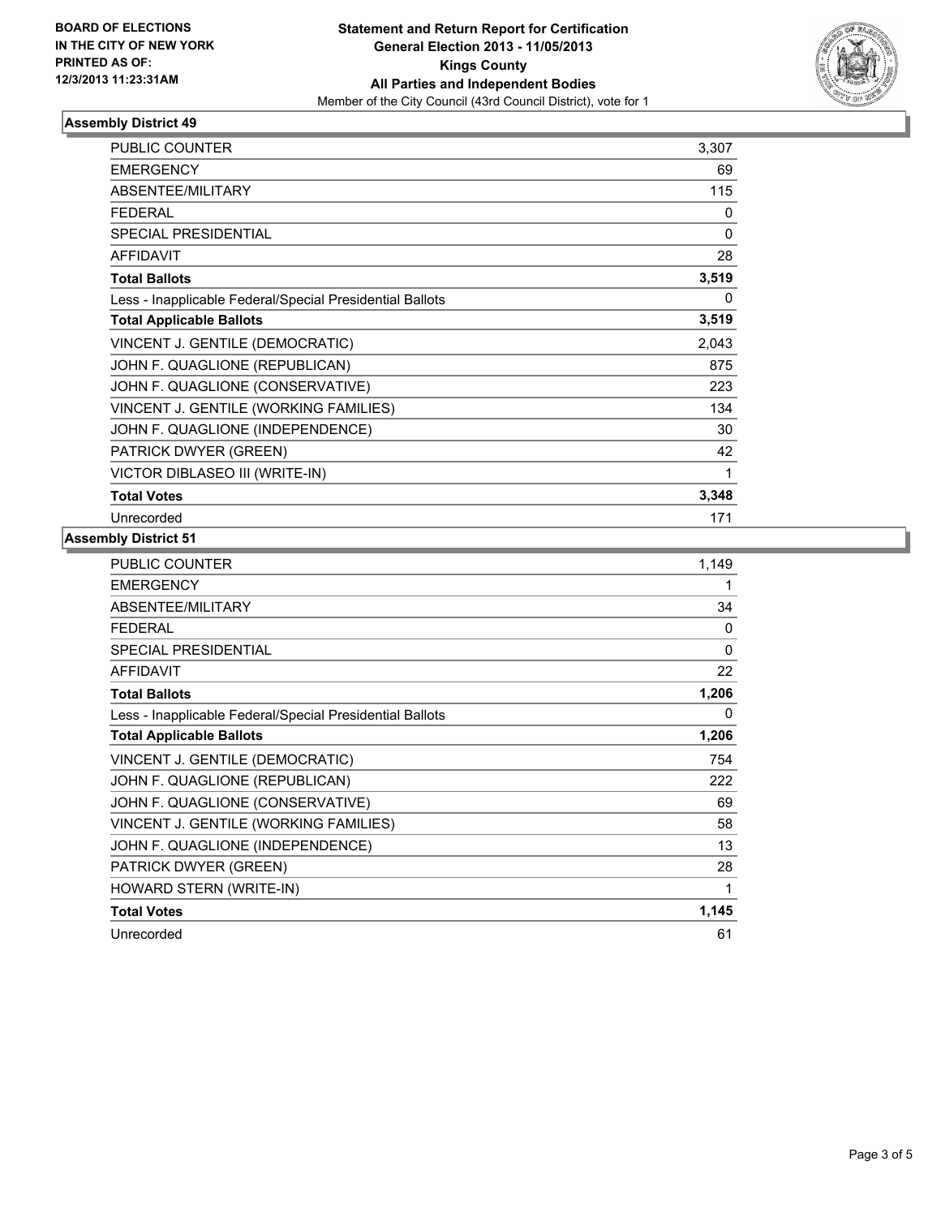**BOARD OF ELECTIONS IN THE CITY OF NEW YORK PRINTED AS OF: 12/3/2013 11:23:31AM**

**Statement and Return Report for Certification**
**General Election 2013 - 11/05/2013**
**Kings County**
**All Parties and Independent Bodies**
Member of the City Council (43rd Council District), vote for 1

### Assembly District 49

| | |
|---|---|
| PUBLIC COUNTER | 3,307 |
| EMERGENCY | 69 |
| ABSENTEE/MILITARY | 115 |
| FEDERAL | 0 |
| SPECIAL PRESIDENTIAL | 0 |
| AFFIDAVIT | 28 |
| **Total Ballots** | **3,519** |
| Less - Inapplicable Federal/Special Presidential Ballots | 0 |
| **Total Applicable Ballots** | **3,519** |
| VINCENT J. GENTILE (DEMOCRATIC) | 2,043 |
| JOHN F. QUAGLIONE (REPUBLICAN) | 875 |
| JOHN F. QUAGLIONE (CONSERVATIVE) | 223 |
| VINCENT J. GENTILE (WORKING FAMILIES) | 134 |
| JOHN F. QUAGLIONE (INDEPENDENCE) | 30 |
| PATRICK DWYER (GREEN) | 42 |
| VICTOR DIBLASEO III (WRITE-IN) | 1 |
| **Total Votes** | **3,348** |
| Unrecorded | 171 |

### Assembly District 51

| | |
|---|---|
| PUBLIC COUNTER | 1,149 |
| EMERGENCY | 1 |
| ABSENTEE/MILITARY | 34 |
| FEDERAL | 0 |
| SPECIAL PRESIDENTIAL | 0 |
| AFFIDAVIT | 22 |
| **Total Ballots** | **1,206** |
| Less - Inapplicable Federal/Special Presidential Ballots | 0 |
| **Total Applicable Ballots** | **1,206** |
| VINCENT J. GENTILE (DEMOCRATIC) | 754 |
| JOHN F. QUAGLIONE (REPUBLICAN) | 222 |
| JOHN F. QUAGLIONE (CONSERVATIVE) | 69 |
| VINCENT J. GENTILE (WORKING FAMILIES) | 58 |
| JOHN F. QUAGLIONE (INDEPENDENCE) | 13 |
| PATRICK DWYER (GREEN) | 28 |
| HOWARD STERN (WRITE-IN) | 1 |
| **Total Votes** | **1,145** |
| Unrecorded | 61 |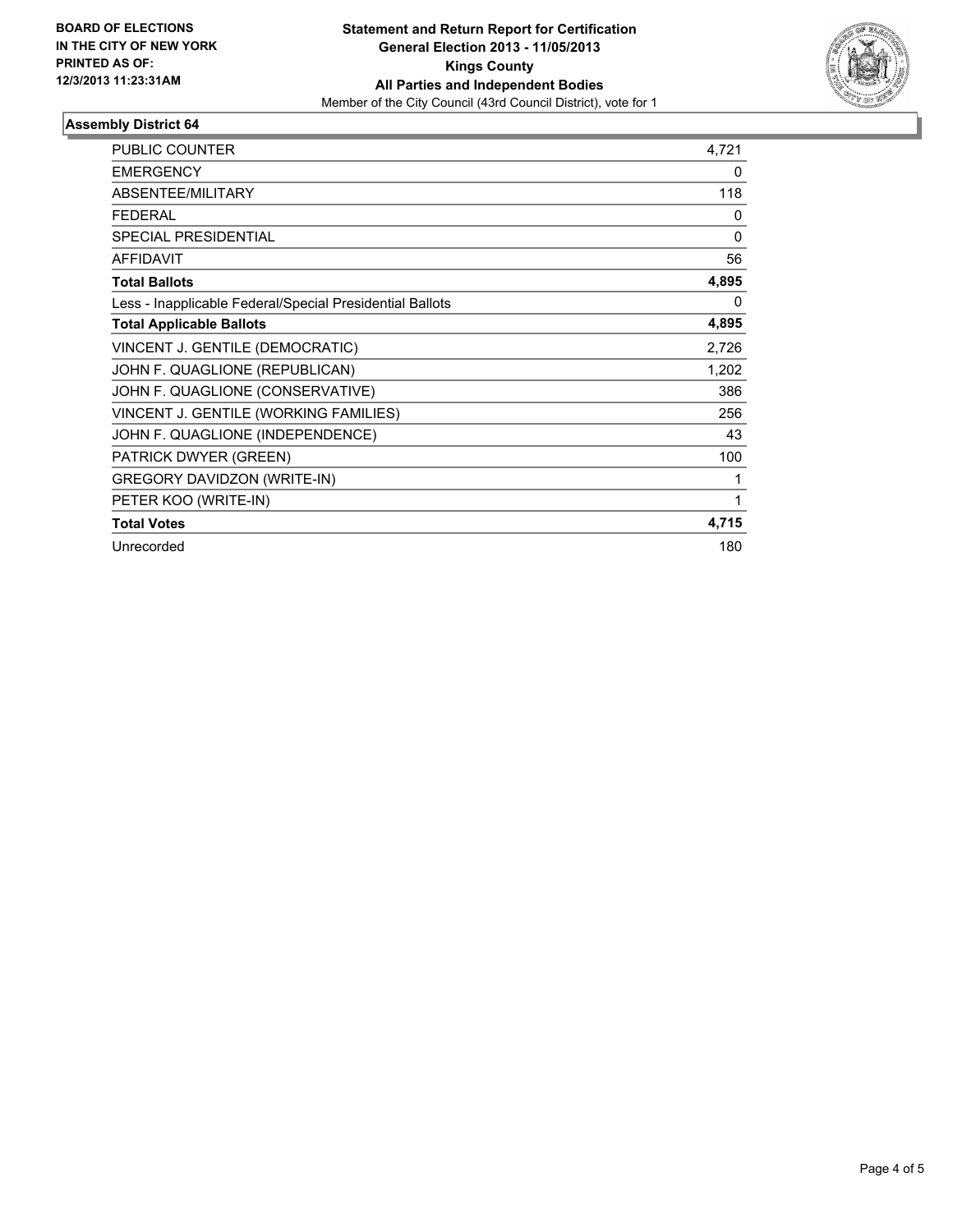**BOARD OF ELECTIONS IN THE CITY OF NEW YORK PRINTED AS OF: 12/3/2013 11:23:31AM**

**Statement and Return Report for Certification General Election 2013 - 11/05/2013 Kings County All Parties and Independent Bodies**
Member of the City Council (43rd Council District), vote for 1

## Assembly District 64

| | |
|---|---|
| PUBLIC COUNTER | 4,721 |
| EMERGENCY | 0 |
| ABSENTEE/MILITARY | 118 |
| FEDERAL | 0 |
| SPECIAL PRESIDENTIAL | 0 |
| AFFIDAVIT | 56 |
| **Total Ballots** | **4,895** |
| Less - Inapplicable Federal/Special Presidential Ballots | 0 |
| **Total Applicable Ballots** | **4,895** |
| VINCENT J. GENTILE (DEMOCRATIC) | 2,726 |
| JOHN F. QUAGLIONE (REPUBLICAN) | 1,202 |
| JOHN F. QUAGLIONE (CONSERVATIVE) | 386 |
| VINCENT J. GENTILE (WORKING FAMILIES) | 256 |
| JOHN F. QUAGLIONE (INDEPENDENCE) | 43 |
| PATRICK DWYER (GREEN) | 100 |
| GREGORY DAVIDZON (WRITE-IN) | 1 |
| PETER KOO (WRITE-IN) | 1 |
| **Total Votes** | **4,715** |
| Unrecorded | 180 |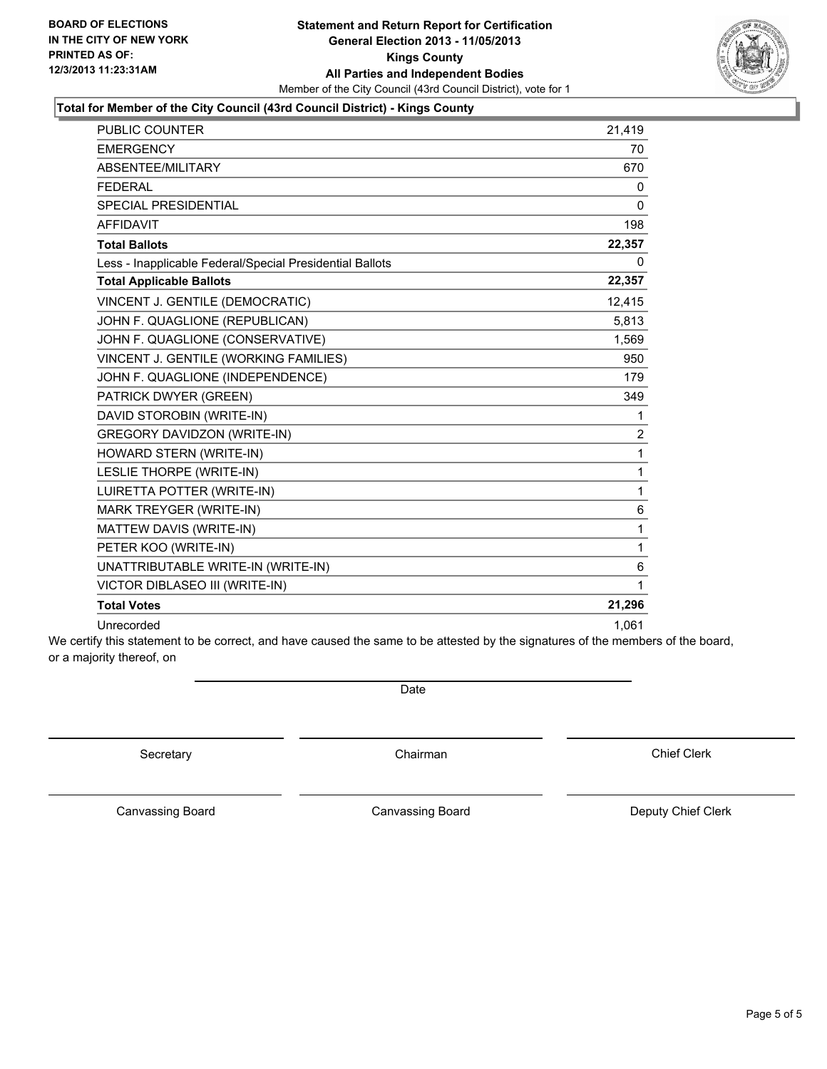**BOARD OF ELECTIONS IN THE CITY OF NEW YORK PRINTED AS OF: 12/3/2013 11:23:31AM**

**Statement and Return Report for Certification General Election 2013 - 11/05/2013 Kings County All Parties and Independent Bodies**

Member of the City Council (43rd Council District), vote for 1

### Total for Member of the City Council (43rd Council District) - Kings County

| | |
|---|---|
| PUBLIC COUNTER | 21,419 |
| EMERGENCY | 70 |
| ABSENTEE/MILITARY | 670 |
| FEDERAL | 0 |
| SPECIAL PRESIDENTIAL | 0 |
| AFFIDAVIT | 198 |
| **Total Ballots** | **22,357** |
| Less - Inapplicable Federal/Special Presidential Ballots | 0 |
| **Total Applicable Ballots** | **22,357** |
| VINCENT J. GENTILE (DEMOCRATIC) | 12,415 |
| JOHN F. QUAGLIONE (REPUBLICAN) | 5,813 |
| JOHN F. QUAGLIONE (CONSERVATIVE) | 1,569 |
| VINCENT J. GENTILE (WORKING FAMILIES) | 950 |
| JOHN F. QUAGLIONE (INDEPENDENCE) | 179 |
| PATRICK DWYER (GREEN) | 349 |
| DAVID STOROBIN (WRITE-IN) | 1 |
| GREGORY DAVIDZON (WRITE-IN) | 2 |
| HOWARD STERN (WRITE-IN) | 1 |
| LESLIE THORPE (WRITE-IN) | 1 |
| LUIRETTA POTTER (WRITE-IN) | 1 |
| MARK TREYGER (WRITE-IN) | 6 |
| MATTEW DAVIS (WRITE-IN) | 1 |
| PETER KOO (WRITE-IN) | 1 |
| UNATTRIBUTABLE WRITE-IN (WRITE-IN) | 6 |
| VICTOR DIBLASEO III (WRITE-IN) | 1 |
| **Total Votes** | **21,296** |
| Unrecorded | 1,061 |

We certify this statement to be correct, and have caused the same to be attested by the signatures of the members of the board, or a majority thereof, on

Date

Secretary | Chairman | Chief Clerk

Canvassing Board | Canvassing Board | Deputy Chief Clerk